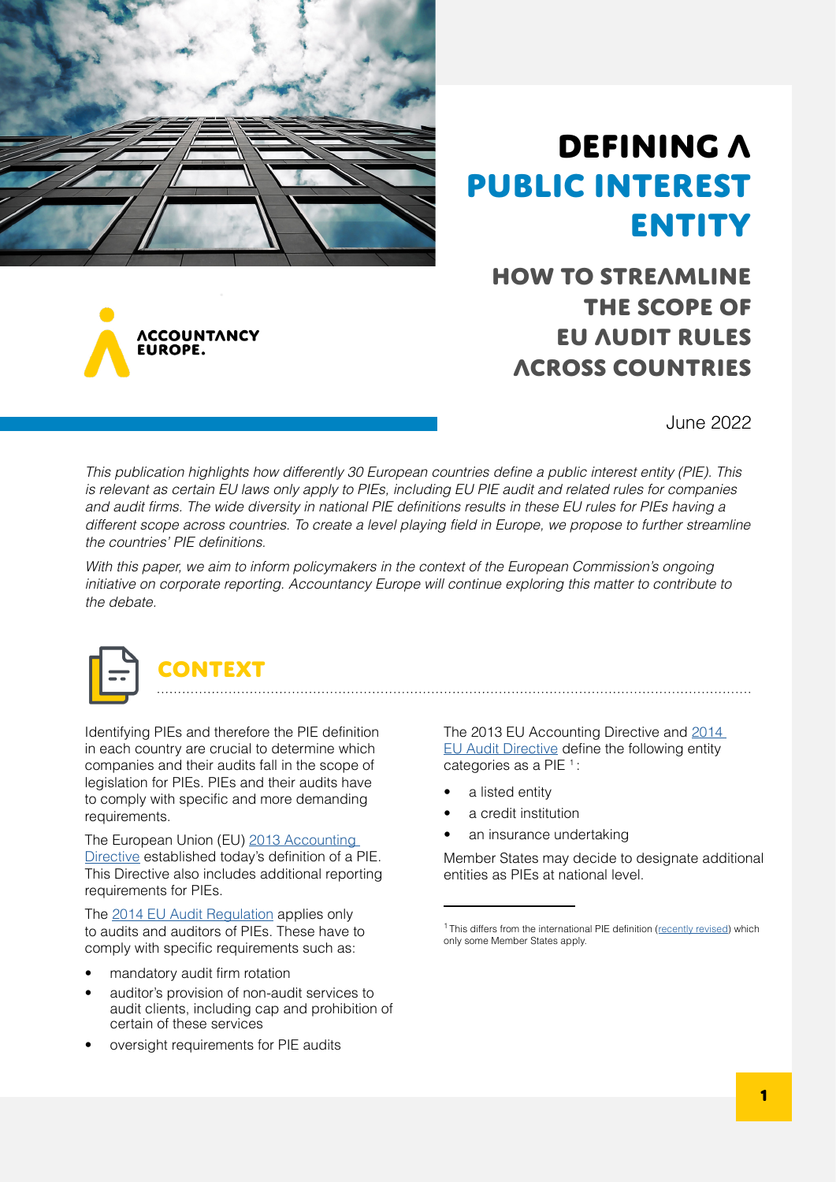# DEFINING A PUBLIC INTEREST ENTITY

## HOW TO STREAMLINE THE SCOPE OF EU AUDIT RULES ACROSS COUNTRIES

ACCOUNTANCY EUROPE.

June 2022

*This publication highlights how differently 30 European countries define a public interest entity (PIE). This is relevant as certain EU laws only apply to PIEs, including EU PIE audit and related rules for companies and audit firms. The wide diversity in national PIE definitions results in these EU rules for PIEs having a different scope across countries. To create a level playing field in Europe, we propose to further streamline the countries' PIE definitions.*

*With this paper, we aim to inform policymakers in the context of the European Commission's ongoing initiative on corporate reporting. Accountancy Europe will continue exploring this matter to contribute to the debate.*

## CONTEXT

Identifying PIEs and therefore the PIE definition in each country are crucial to determine which companies and their audits fall in the scope of legislation for PIEs. PIEs and their audits have to comply with specific and more demanding requirements.

The European Union (EU) 2013 Accounting Directive established today's definition of a PIE. This Directive also includes additional reporting requirements for PIEs.

The 2014 EU Audit Regulation applies only to audits and auditors of PIEs. These have to comply with specific requirements such as:

- mandatory audit firm rotation
- auditor's provision of non-audit services to audit clients, including cap and prohibition of certain of these services
- oversight requirements for PIE audits

The 2013 EU Accounting Directive and 2014 EU Audit Directive define the following entity categories as a PIE [1]:

- a listed entity
- a credit institution
- an insurance undertaking

Member States may decide to designate additional entities as PIEs at national level.

[1] This differs from the international PIE definition (recently revised) which only some Member States apply.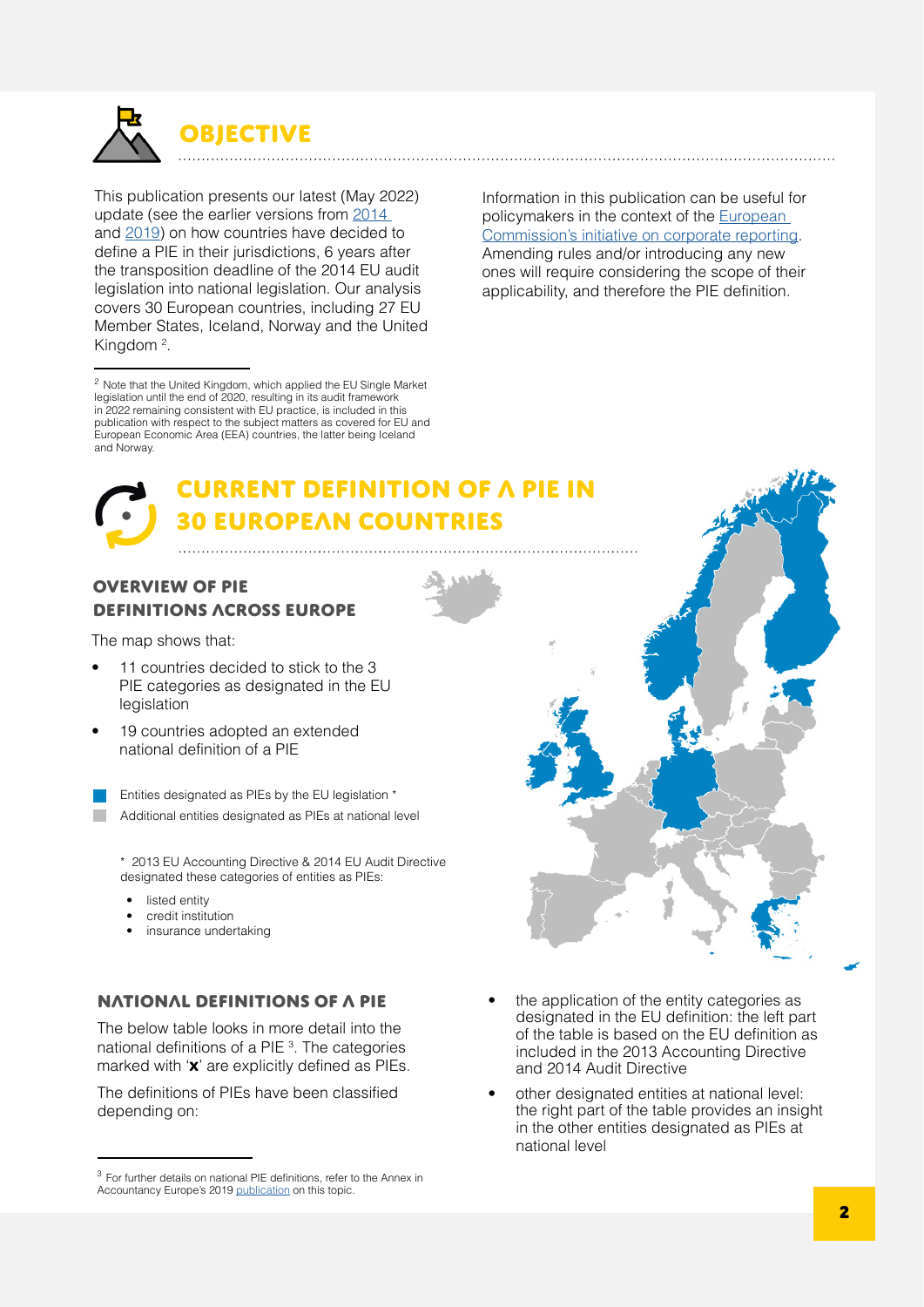# OBJECTIVE

This publication presents our latest (May 2022) update (see the earlier versions from 2014 and 2019) on how countries have decided to define a PIE in their jurisdictions, 6 years after the transposition deadline of the 2014 EU audit legislation into national legislation. Our analysis covers 30 European countries, including 27 EU Member States, Iceland, Norway and the United Kingdom [2].

Information in this publication can be useful for policymakers in the context of the European Commission's initiative on corporate reporting. Amending rules and/or introducing any new ones will require considering the scope of their applicability, and therefore the PIE definition.

[2] Note that the United Kingdom, which applied the EU Single Market legislation until the end of 2020, resulting in its audit framework in 2022 remaining consistent with EU practice, is included in this publication with respect to the subject matters as covered for EU and European Economic Area (EEA) countries, the latter being Iceland and Norway.

# CURRENT DEFINITION OF A PIE IN 30 EUROPEAN COUNTRIES

## OVERVIEW OF PIE DEFINITIONS ACROSS EUROPE

The map shows that:

- 11 countries decided to stick to the 3 PIE categories as designated in the EU legislation
- 19 countries adopted an extended national definition of a PIE

Entities designated as PIEs by the EU legislation *

Additional entities designated as PIEs at national level

\* 2013 EU Accounting Directive & 2014 EU Audit Directive designated these categories of entities as PIEs:

- listed entity
- credit institution
- insurance undertaking

## NATIONAL DEFINITIONS OF A PIE

The below table looks in more detail into the national definitions of a PIE [3]. The categories marked with '**x**' are explicitly defined as PIEs.

The definitions of PIEs have been classified depending on:

- the application of the entity categories as designated in the EU definition: the left part of the table is based on the EU definition as included in the 2013 Accounting Directive and 2014 Audit Directive
- other designated entities at national level: the right part of the table provides an insight in the other entities designated as PIEs at national level

[3] For further details on national PIE definitions, refer to the Annex in Accountancy Europe's 2019 publication on this topic.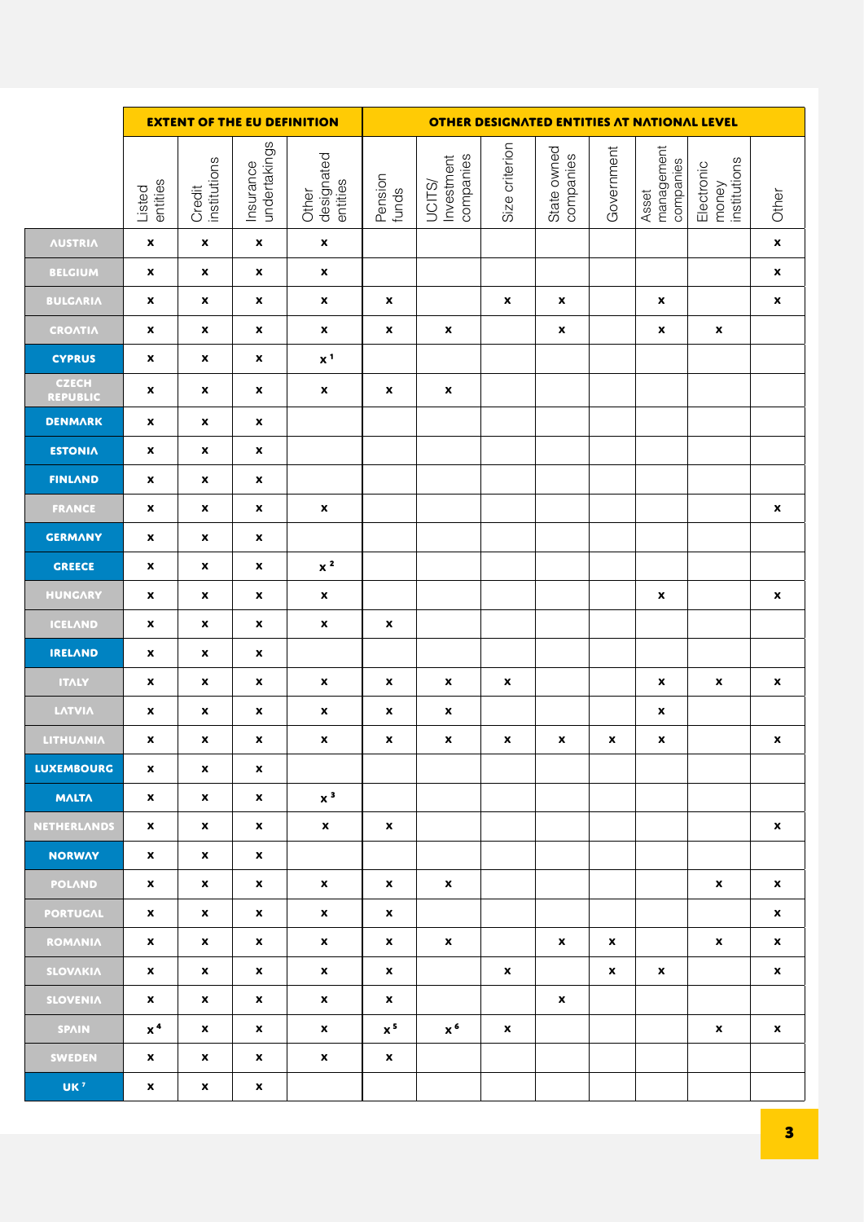| | EXTENT OF THE EU DEFINITION | | | | OTHER DESIGNATED ENTITIES AT NATIONAL LEVEL | | | | | | | |
|---|---|---|---|---|---|---|---|---|---|---|---|---|
| | Listed entities | Credit institutions | Insurance undertakings | Other designated entities | Pension funds | UCITS/ Investment companies | Size criterion | State owned companies | Government | Asset management companies | Electronic money institutions | Other |
| AUSTRIA | x | x | x | x | | | | | | | | x |
| BELGIUM | x | x | x | x | | | | | | | | x |
| BULGARIA | x | x | x | x | x | | x | x | | x | | x |
| CROATIA | x | x | x | x | x | x | | x | | x | x | |
| CYPRUS | x | x | x | x [1] | | | | | | | | |
| CZECH REPUBLIC | x | x | x | x | x | x | | | | | | |
| DENMARK | x | x | x | | | | | | | | | |
| ESTONIA | x | x | x | | | | | | | | | |
| FINLAND | x | x | x | | | | | | | | | |
| FRANCE | x | x | x | x | | | | | | | | x |
| GERMANY | x | x | x | | | | | | | | | |
| GREECE | x | x | x | x [2] | | | | | | | | |
| HUNGARY | x | x | x | x | | | | | | x | | x |
| ICELAND | x | x | x | x | x | | | | | | | |
| IRELAND | x | x | x | | | | | | | | | |
| ITALY | x | x | x | x | x | x | x | | | x | x | x |
| LATVIA | x | x | x | x | x | x | | | | x | | |
| LITHUANIA | x | x | x | x | x | x | x | x | x | x | | x |
| LUXEMBOURG | x | x | x | | | | | | | | | |
| MALTA | x | x | x | x [3] | | | | | | | | |
| NETHERLANDS | x | x | x | x | x | | | | | | | x |
| NORWAY | x | x | x | | | | | | | | | |
| POLAND | x | x | x | x | x | x | | | | | x | x |
| PORTUGAL | x | x | x | x | x | | | | | | | x |
| ROMANIA | x | x | x | x | x | x | | x | x | | x | x |
| SLOVAKIA | x | x | x | x | x | | x | | x | x | | x |
| SLOVENIA | x | x | x | x | x | | | x | | | | |
| SPAIN | x [4] | x | x | x | x [5] | x [6] | x | | | | x | x |
| SWEDEN | x | x | x | x | x | | | | | | | |
| UK [7] | x | x | x | | | | | | | | | |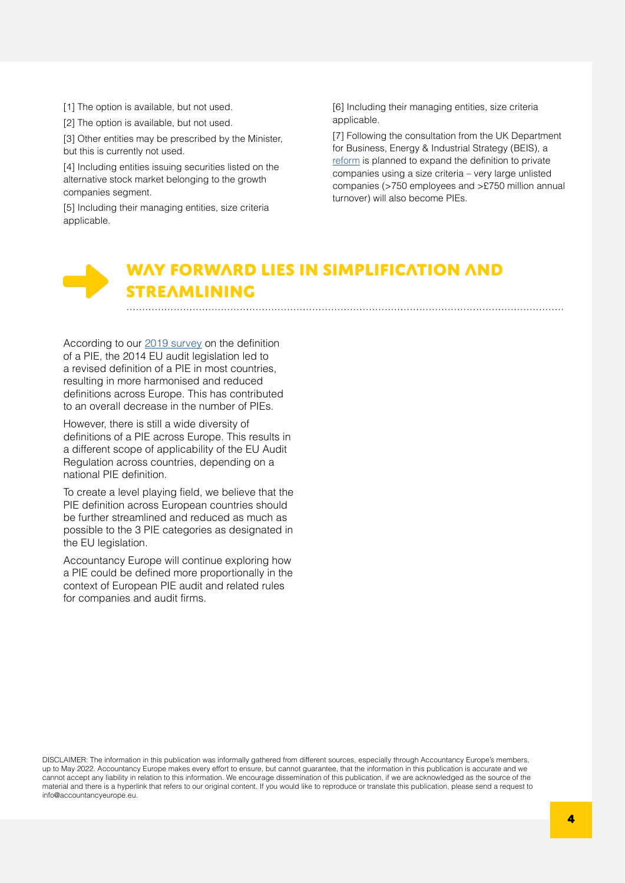[1] The option is available, but not used.

[2] The option is available, but not used.

[3] Other entities may be prescribed by the Minister, but this is currently not used.

[4] Including entities issuing securities listed on the alternative stock market belonging to the growth companies segment.

[5] Including their managing entities, size criteria applicable.

[6] Including their managing entities, size criteria applicable.

[7] Following the consultation from the UK Department for Business, Energy & Industrial Strategy (BEIS), a reform is planned to expand the definition to private companies using a size criteria – very large unlisted companies (>750 employees and >£750 million annual turnover) will also become PIEs.

## WAY FORWARD LIES IN SIMPLIFICATION AND STREAMLINING

According to our 2019 survey on the definition of a PIE, the 2014 EU audit legislation led to a revised definition of a PIE in most countries, resulting in more harmonised and reduced definitions across Europe. This has contributed to an overall decrease in the number of PIEs.

However, there is still a wide diversity of definitions of a PIE across Europe. This results in a different scope of applicability of the EU Audit Regulation across countries, depending on a national PIE definition.

To create a level playing field, we believe that the PIE definition across European countries should be further streamlined and reduced as much as possible to the 3 PIE categories as designated in the EU legislation.

Accountancy Europe will continue exploring how a PIE could be defined more proportionally in the context of European PIE audit and related rules for companies and audit firms.

DISCLAIMER: The information in this publication was informally gathered from different sources, especially through Accountancy Europe's members, up to May 2022. Accountancy Europe makes every effort to ensure, but cannot guarantee, that the information in this publication is accurate and we cannot accept any liability in relation to this information. We encourage dissemination of this publication, if we are acknowledged as the source of the material and there is a hyperlink that refers to our original content. If you would like to reproduce or translate this publication, please send a request to info@accountancyeurope.eu.